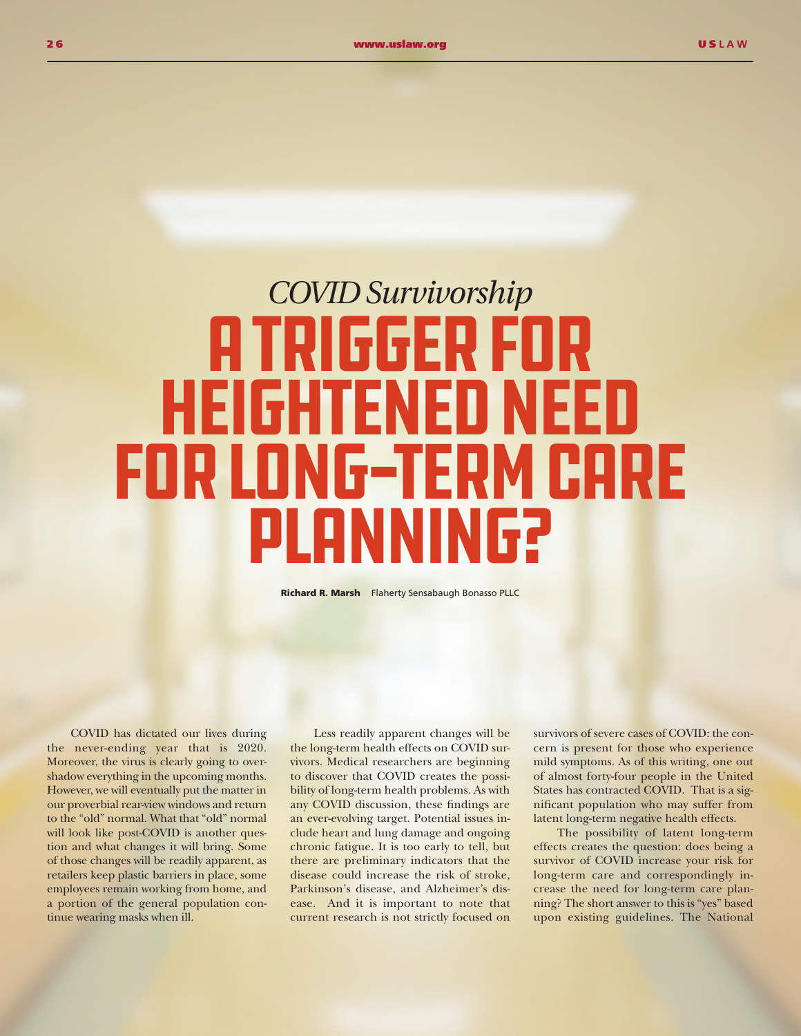*COVID Survivorship*

# A Trigger for Heightened Need for Long-Term Care Planning?

**Richard R. Marsh** Flaherty Sensabaugh Bonasso PLLC

COVID has dictated our lives during the never-ending year that is 2020. Moreover, the virus is clearly going to overshadow everything in the upcoming months. However, we will eventually put the matter in our proverbial rear-view windows and return to the "old" normal. What that "old" normal will look like post-COVID is another question and what changes it will bring. Some of those changes will be readily apparent, as retailers keep plastic barriers in place, some employees remain working from home, and a portion of the general population continue wearing masks when ill.

Less readily apparent changes will be the long-term health effects on COVID survivors. Medical researchers are beginning to discover that COVID creates the possibility of long-term health problems. As with any COVID discussion, these findings are an ever-evolving target. Potential issues include heart and lung damage and ongoing chronic fatigue. It is too early to tell, but there are preliminary indicators that the disease could increase the risk of stroke, Parkinson's disease, and Alzheimer's disease. And it is important to note that current research is not strictly focused on survivors of severe cases of COVID: the concern is present for those who experience mild symptoms. As of this writing, one out of almost forty-four people in the United States has contracted COVID. That is a significant population who may suffer from latent long-term negative health effects.

The possibility of latent long-term effects creates the question: does being a survivor of COVID increase your risk for long-term care and correspondingly increase the need for long-term care planning? The short answer to this is "yes" based upon existing guidelines. The National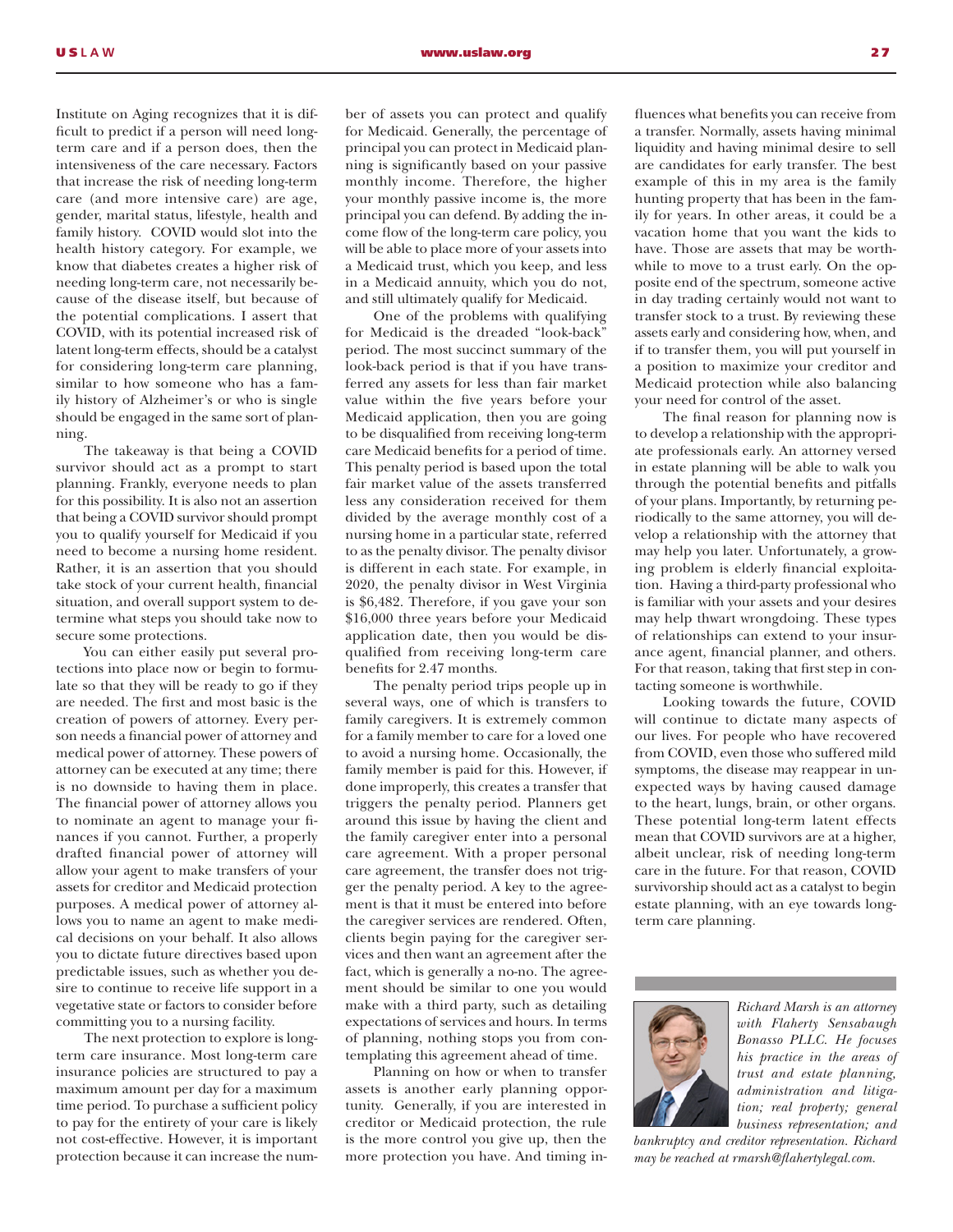Institute on Aging recognizes that it is difficult to predict if a person will need long-term care and if a person does, then the intensiveness of the care necessary. Factors that increase the risk of needing long-term care (and more intensive care) are age, gender, marital status, lifestyle, health and family history. COVID would slot into the health history category. For example, we know that diabetes creates a higher risk of needing long-term care, not necessarily because of the disease itself, but because of the potential complications. I assert that COVID, with its potential increased risk of latent long-term effects, should be a catalyst for considering long-term care planning, similar to how someone who has a family history of Alzheimer's or who is single should be engaged in the same sort of planning.

The takeaway is that being a COVID survivor should act as a prompt to start planning. Frankly, everyone needs to plan for this possibility. It is also not an assertion that being a COVID survivor should prompt you to qualify yourself for Medicaid if you need to become a nursing home resident. Rather, it is an assertion that you should take stock of your current health, financial situation, and overall support system to determine what steps you should take now to secure some protections.

You can either easily put several protections into place now or begin to formulate so that they will be ready to go if they are needed. The first and most basic is the creation of powers of attorney. Every person needs a financial power of attorney and medical power of attorney. These powers of attorney can be executed at any time; there is no downside to having them in place. The financial power of attorney allows you to nominate an agent to manage your finances if you cannot. Further, a properly drafted financial power of attorney will allow your agent to make transfers of your assets for creditor and Medicaid protection purposes. A medical power of attorney allows you to name an agent to make medical decisions on your behalf. It also allows you to dictate future directives based upon predictable issues, such as whether you desire to continue to receive life support in a vegetative state or factors to consider before committing you to a nursing facility.

The next protection to explore is long-term care insurance. Most long-term care insurance policies are structured to pay a maximum amount per day for a maximum time period. To purchase a sufficient policy to pay for the entirety of your care is likely not cost-effective. However, it is important protection because it can increase the number of assets you can protect and qualify for Medicaid. Generally, the percentage of principal you can protect in Medicaid planning is significantly based on your passive monthly income. Therefore, the higher your monthly passive income is, the more principal you can defend. By adding the income flow of the long-term care policy, you will be able to place more of your assets into a Medicaid trust, which you keep, and less in a Medicaid annuity, which you do not, and still ultimately qualify for Medicaid.

One of the problems with qualifying for Medicaid is the dreaded "look-back" period. The most succinct summary of the look-back period is that if you have transferred any assets for less than fair market value within the five years before your Medicaid application, then you are going to be disqualified from receiving long-term care Medicaid benefits for a period of time. This penalty period is based upon the total fair market value of the assets transferred less any consideration received for them divided by the average monthly cost of a nursing home in a particular state, referred to as the penalty divisor. The penalty divisor is different in each state. For example, in 2020, the penalty divisor in West Virginia is $6,482. Therefore, if you gave your son $16,000 three years before your Medicaid application date, then you would be disqualified from receiving long-term care benefits for 2.47 months.

The penalty period trips people up in several ways, one of which is transfers to family caregivers. It is extremely common for a family member to care for a loved one to avoid a nursing home. Occasionally, the family member is paid for this. However, if done improperly, this creates a transfer that triggers the penalty period. Planners get around this issue by having the client and the family caregiver enter into a personal care agreement. With a proper personal care agreement, the transfer does not trigger the penalty period. A key to the agreement is that it must be entered into before the caregiver services are rendered. Often, clients begin paying for the caregiver services and then want an agreement after the fact, which is generally a no-no. The agreement should be similar to one you would make with a third party, such as detailing expectations of services and hours. In terms of planning, nothing stops you from contemplating this agreement ahead of time.

Planning on how or when to transfer assets is another early planning opportunity. Generally, if you are interested in creditor or Medicaid protection, the rule is the more control you give up, then the more protection you have. And timing influences what benefits you can receive from a transfer. Normally, assets having minimal liquidity and having minimal desire to sell are candidates for early transfer. The best example of this in my area is the family hunting property that has been in the family for years. In other areas, it could be a vacation home that you want the kids to have. Those are assets that may be worthwhile to move to a trust early. On the opposite end of the spectrum, someone active in day trading certainly would not want to transfer stock to a trust. By reviewing these assets early and considering how, when, and if to transfer them, you will put yourself in a position to maximize your creditor and Medicaid protection while also balancing your need for control of the asset.

The final reason for planning now is to develop a relationship with the appropriate professionals early. An attorney versed in estate planning will be able to walk you through the potential benefits and pitfalls of your plans. Importantly, by returning periodically to the same attorney, you will develop a relationship with the attorney that may help you later. Unfortunately, a growing problem is elderly financial exploitation. Having a third-party professional who is familiar with your assets and your desires may help thwart wrongdoing. These types of relationships can extend to your insurance agent, financial planner, and others. For that reason, taking that first step in contacting someone is worthwhile.

Looking towards the future, COVID will continue to dictate many aspects of our lives. For people who have recovered from COVID, even those who suffered mild symptoms, the disease may reappear in unexpected ways by having caused damage to the heart, lungs, brain, or other organs. These potential long-term latent effects mean that COVID survivors are at a higher, albeit unclear, risk of needing long-term care in the future. For that reason, COVID survivorship should act as a catalyst to begin estate planning, with an eye towards long-term care planning.

*Richard Marsh is an attorney with Flaherty Sensabaugh Bonasso PLLC. He focuses his practice in the areas of trust and estate planning, administration and litigation; real property; general business representation; and bankruptcy and creditor representation. Richard may be reached at rmarsh@flahertylegal.com.*